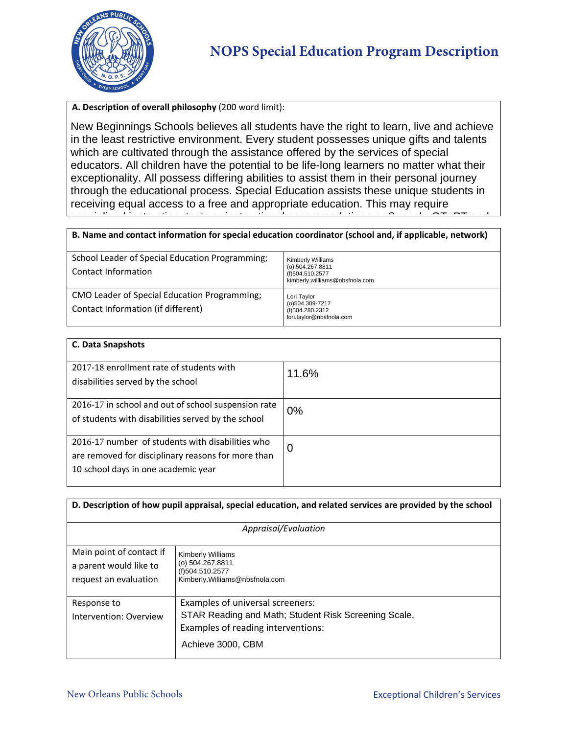# NOPS Special Education Program Description

**A. Description of overall philosophy** (200 word limit):

New Beginnings Schools believes all students have the right to learn, live and achieve in the least restrictive environment. Every student possesses unique gifts and talents which are cultivated through the assistance offered by the services of special educators. All children have the potential to be life-long learners no matter what their exceptionality. All possess differing abilities to assist them in their personal journey through the educational process. Special Education assists these unique students in receiving equal access to a free and appropriate education. This may require

| **B. Name and contact information for special education coordinator (school and, if applicable, network)** | |
|---|---|
| School Leader of Special Education Programming; Contact Information | Kimberly Williams<br>(o) 504.267.8811<br>(f)504.510.2577<br>kimberly.willliams@nbsfnola.com |
| CMO Leader of Special Education Programming; Contact Information (if different) | Lori Taylor<br>(o)504.309-7217<br>(f)504.280.2312<br>lori.taylor@nbsfnola.com |

| **C. Data Snapshots** | |
|---|---|
| 2017-18 enrollment rate of students with disabilities served by the school | 11.6% |
| 2016-17 in school and out of school suspension rate of students with disabilities served by the school | 0% |
| 2016-17 number of students with disabilities who are removed for disciplinary reasons for more than 10 school days in one academic year | 0 |

| **D. Description of how pupil appraisal, special education, and related services are provided by the school** | |
|---|---|
| *Appraisal/Evaluation* | |
| Main point of contact if a parent would like to request an evaluation | Kimberly Williams<br>(o) 504.267.8811<br>(f)504.510.2577<br>Kimberly.Williams@nbsfnola.com |
| Response to Intervention: Overview | Examples of universal screeners:<br>STAR Reading and Math; Student Risk Screening Scale,<br>Examples of reading interventions:<br>Achieve 3000, CBM |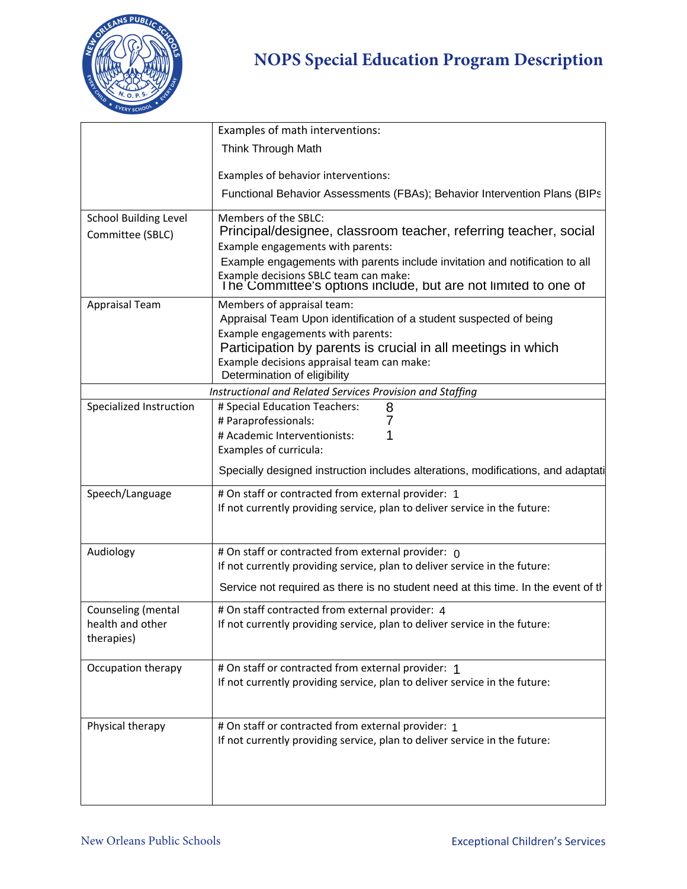# NOPS Special Education Program Description

| | |
|---|---|
| | Examples of math interventions:<br>Think Through Math<br><br>Examples of behavior interventions:<br>Functional Behavior Assessments (FBAs); Behavior Intervention Plans (BIPs |
| School Building Level Committee (SBLC) | Members of the SBLC:<br>Principal/designee, classroom teacher, referring teacher, social<br>Example engagements with parents:<br>Example engagements with parents include invitation and notification to all<br>Example decisions SBLC team can make:<br>The Committee's options include, but are not limited to one of |
| Appraisal Team | Members of appraisal team:<br>Appraisal Team Upon identification of a student suspected of being<br>Example engagements with parents:<br>Participation by parents is crucial in all meetings in which<br>Example decisions appraisal team can make:<br>Determination of eligibility |
| *Instructional and Related Services Provision and Staffing* | |
| Specialized Instruction | # Special Education Teachers: 8<br># Paraprofessionals: 7<br># Academic Interventionists: 1<br>Examples of curricula:<br><br>Specially designed instruction includes alterations, modifications, and adaptati |
| Speech/Language | # On staff or contracted from external provider: 1<br>If not currently providing service, plan to deliver service in the future: |
| Audiology | # On staff or contracted from external provider: 0<br>If not currently providing service, plan to deliver service in the future:<br><br>Service not required as there is no student need at this time. In the event of th |
| Counseling (mental health and other therapies) | # On staff contracted from external provider: 4<br>If not currently providing service, plan to deliver service in the future: |
| Occupation therapy | # On staff or contracted from external provider: 1<br>If not currently providing service, plan to deliver service in the future: |
| Physical therapy | # On staff or contracted from external provider: 1<br>If not currently providing service, plan to deliver service in the future: |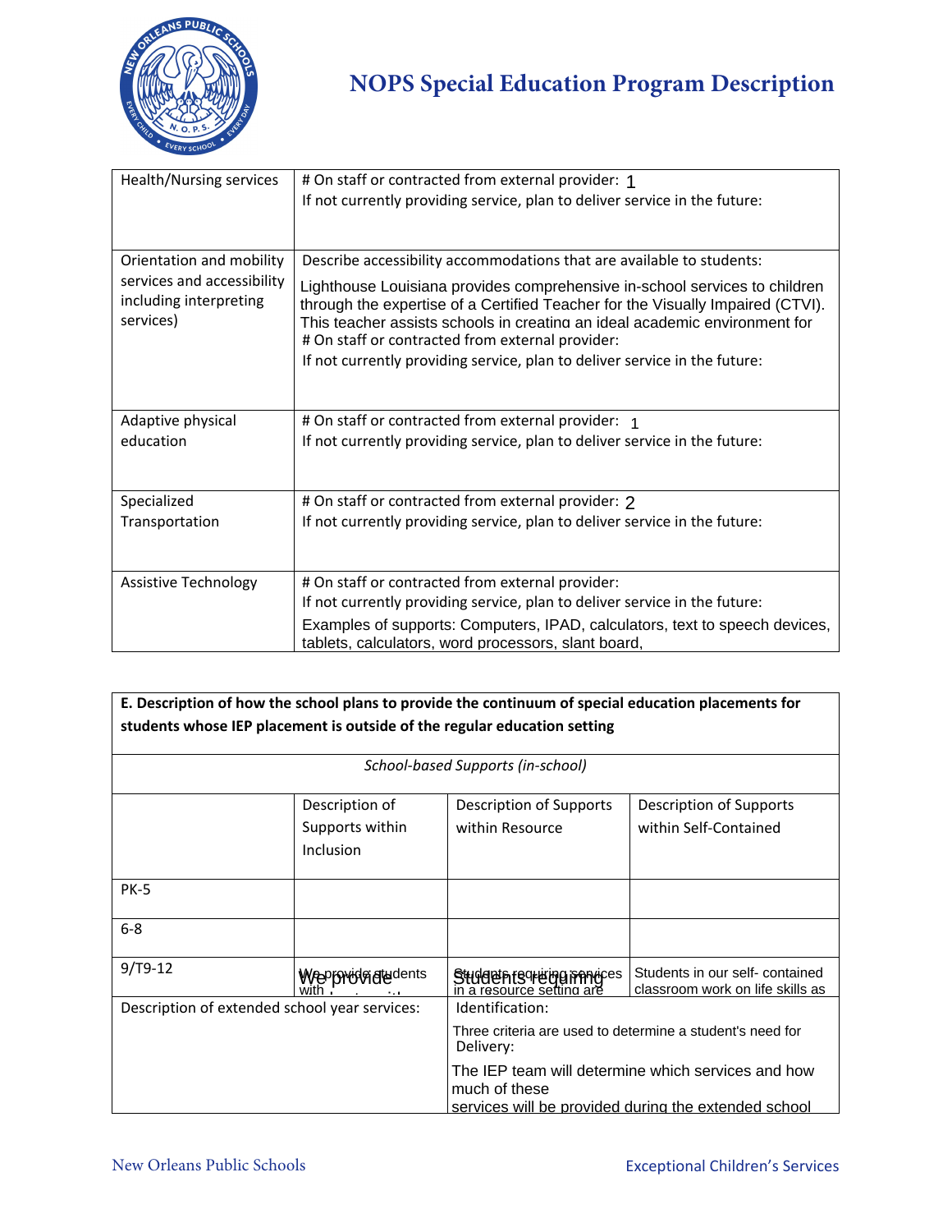# NOPS Special Education Program Description

| | |
|---|---|
| Health/Nursing services | # On staff or contracted from external provider: 1<br>If not currently providing service, plan to deliver service in the future: |
| Orientation and mobility services and accessibility including interpreting services) | Describe accessibility accommodations that are available to students:<br>Lighthouse Louisiana provides comprehensive in-school services to children through the expertise of a Certified Teacher for the Visually Impaired (CTVI). This teacher assists schools in creating an ideal academic environment for<br># On staff or contracted from external provider:<br>If not currently providing service, plan to deliver service in the future: |
| Adaptive physical education | # On staff or contracted from external provider: 1<br>If not currently providing service, plan to deliver service in the future: |
| Specialized Transportation | # On staff or contracted from external provider: 2<br>If not currently providing service, plan to deliver service in the future: |
| Assistive Technology | # On staff or contracted from external provider:<br>If not currently providing service, plan to deliver service in the future:<br>Examples of supports: Computers, IPAD, calculators, text to speech devices, tablets, calculators, word processors, slant board, |

**E. Description of how the school plans to provide the continuum of special education placements for students whose IEP placement is outside of the regular education setting**

*School-based Supports (in-school)*

| | Description of Supports within Inclusion | Description of Supports within Resource | Description of Supports within Self-Contained |
|---|---|---|---|
| PK-5 | | | |
| 6-8 | | | |
| 9/T9-12 | We provide students with | Students requiring services in a resource setting are | Students in our self- contained classroom work on life skills as |
| Description of extended school year services: | Identification:<br>Three criteria are used to determine a student's need for<br>Delivery:<br>The IEP team will determine which services and how much of these services will be provided during the extended school | | |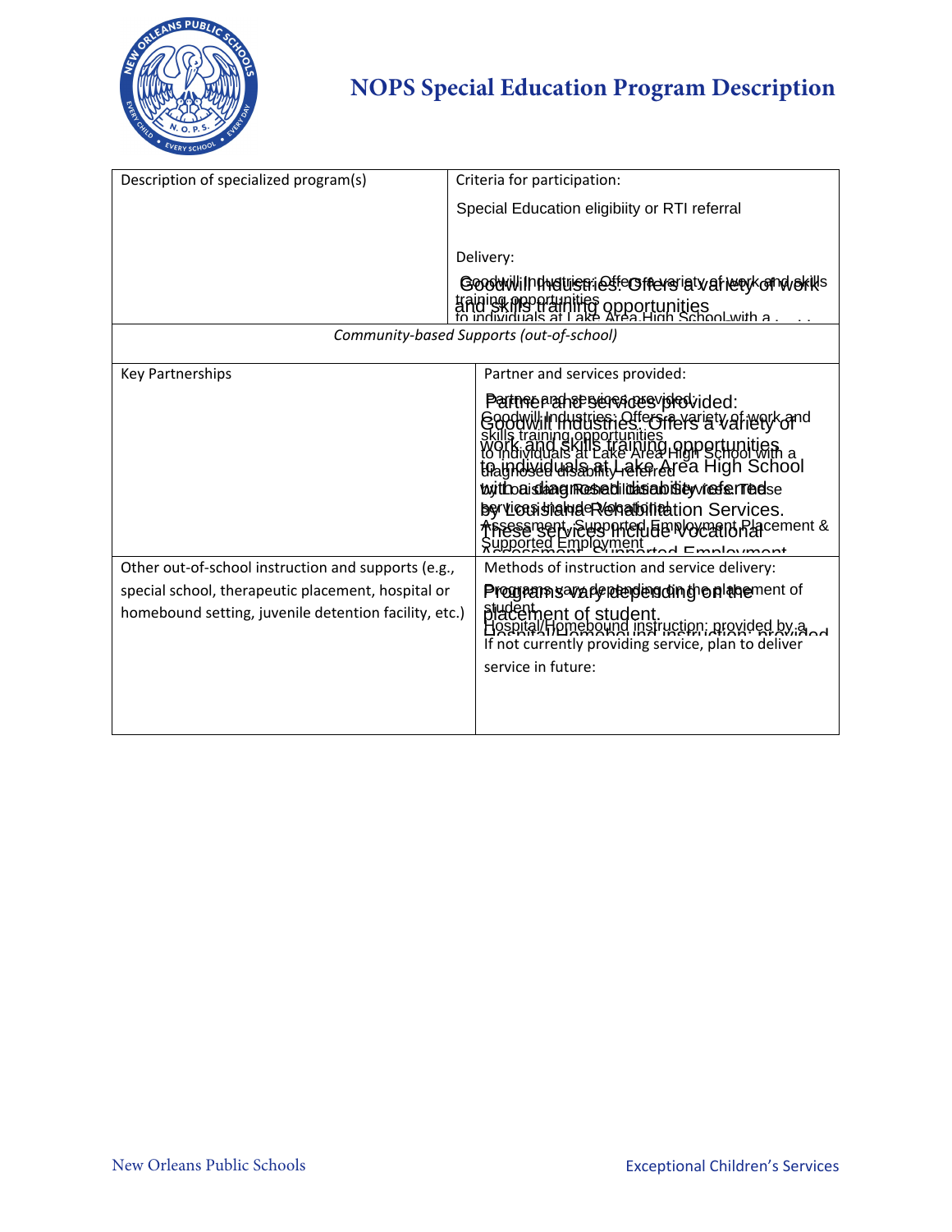# NOPS Special Education Program Description

| Description of specialized program(s) | Criteria for participation: Special Education eligibiity or RTI referral<br><br>Delivery:<br>Goodwill Industries: Offers a variety of work and skills training opportunities to individuals at Lake Area High School with a . . . |
|---|---|
| *Community-based Supports (out-of-school)* | |
| Key Partnerships | Partner and services provided:<br>Partner and services provided:<br>Goodwill Industries: Offers a variety of work and skills training opportunities to individuals at Lake Area High School with a diagnosed disability referred by Louisiana Rehabilitation Services. These services include Vocational Assessment, Supported Employment Placement & Supported Employment |
| Other out-of-school instruction and supports (e.g., special school, therapeutic placement, hospital or homebound setting, juvenile detention facility, etc.) | Methods of instruction and service delivery:<br>Programs vary depending on the placement of student.<br>Hospital/Homebound instruction: provided by a<br>If not currently providing service, plan to deliver service in future: |